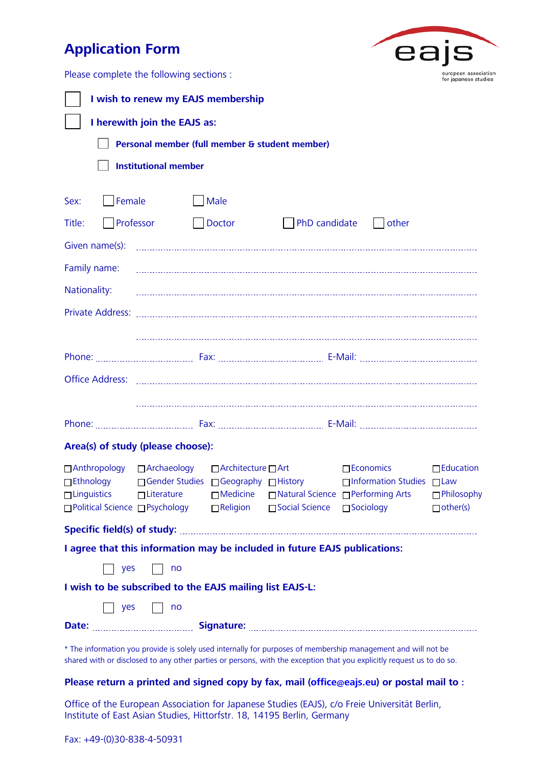# Application Form

Please complete the following sections :

☐ **I wish to renew my EAJS membership**

☐ **I herewith join the EAJS as:**

- ☐ **Personal member (full member & student member)**
- ☐ **Institutional member**

Sex: ☐ Female ☐ Male

Title: ☐ Professor ☐ Doctor ☐ PhD candidate ☐ other

Given name(s): ........................................................................

Family name: ........................................................................

Nationality: ........................................................................

Private Address: ........................................................................

........................................................................

Phone: .............................. Fax: .............................. E-Mail: ..............................

Office Address: ........................................................................

........................................................................

Phone: .............................. Fax: .............................. E-Mail: ..............................

**Area(s) of study (please choose):**

| | | | | | |
|---|---|---|---|---|---|
| ☐Anthropology | ☐Archaeology | ☐Architecture | ☐Art | ☐Economics | ☐Education |
| ☐Ethnology | ☐Gender Studies | ☐Geography | ☐History | ☐Information Studies | ☐Law |
| ☐Linguistics | ☐Literature | ☐Medicine | ☐Natural Science | ☐Performing Arts | ☐Philosophy |
| ☐Political Science | ☐Psychology | ☐Religion | ☐Social Science | ☐Sociology | ☐other(s) |

**Specific field(s) of study:** ........................................................................

**I agree that this information may be included in future EAJS publications:**

☐ yes ☐ no

**I wish to be subscribed to the EAJS mailing list EAJS-L:**

☐ yes ☐ no

**Date:** .............................. **Signature:** ..............................

* The information you provide is solely used internally for purposes of membership management and will not be shared with or disclosed to any other parties or persons, with the exception that you explicitly request us to do so.

**Please return a printed and signed copy by fax, mail (office@eajs.eu) or postal mail to :**

Office of the European Association for Japanese Studies (EAJS), c/o Freie Universität Berlin, Institute of East Asian Studies, Hittorfstr. 18, 14195 Berlin, Germany

Fax: +49-(0)30-838-4-50931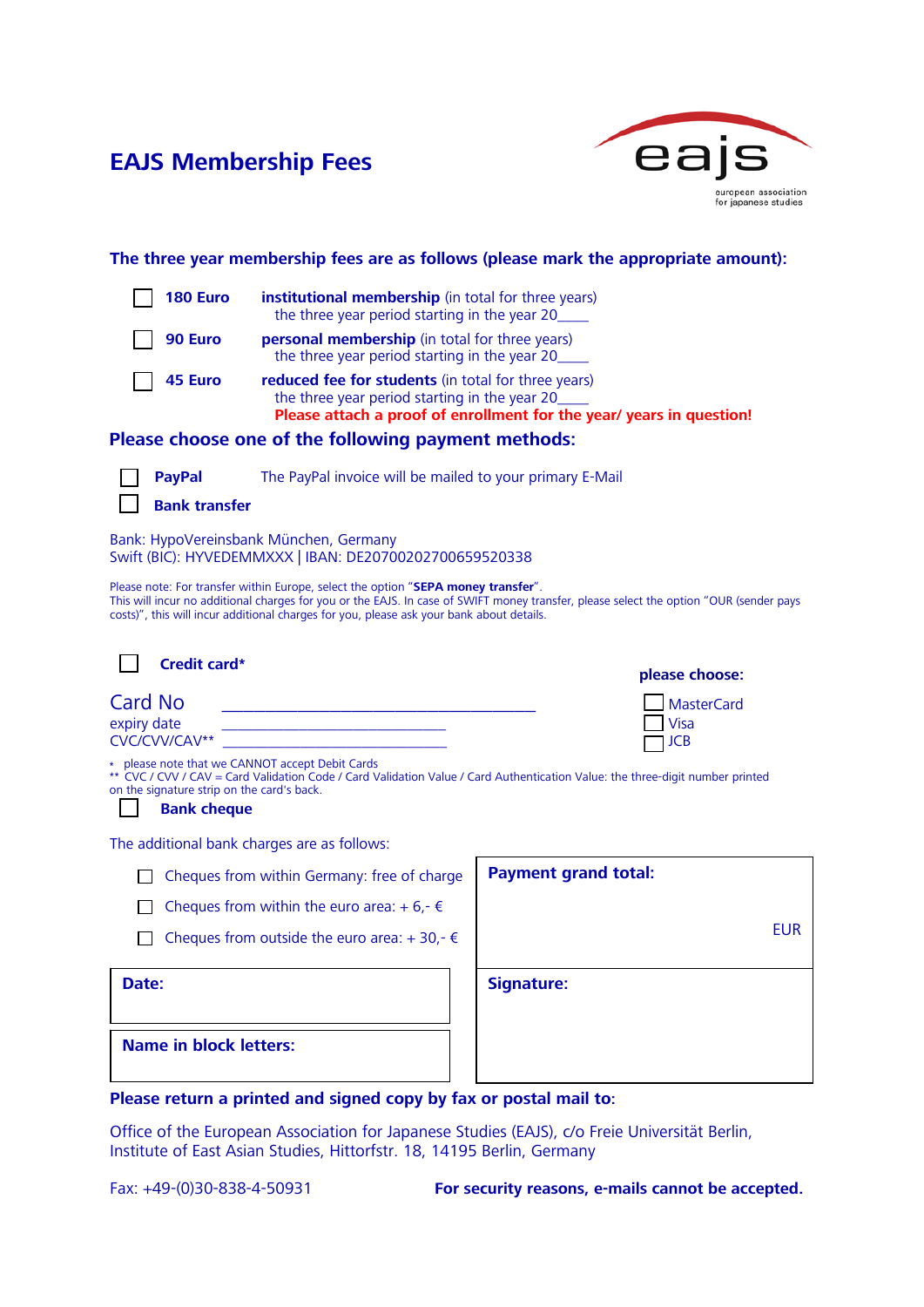# EAJS Membership Fees

eajs
european association for japanese studies

**The three year membership fees are as follows (please mark the appropriate amount):**

- ☐ **180 Euro** — **institutional membership** (in total for three years)
  the three year period starting in the year 20____
- ☐ **90 Euro** — **personal membership** (in total for three years)
  the three year period starting in the year 20____
- ☐ **45 Euro** — **reduced fee for students** (in total for three years)
  the three year period starting in the year 20____
  **Please attach a proof of enrollment for the year/ years in question!**

**Please choose one of the following payment methods:**

☐ **PayPal** — The PayPal invoice will be mailed to your primary E-Mail

☐ **Bank transfer**

Bank: HypoVereinsbank München, Germany
Swift (BIC): HYVEDEMMXXX | IBAN: DE20700202700659520338

Please note: For transfer within Europe, select the option "**SEPA money transfer**".
This will incur no additional charges for you or the EAJS. In case of SWIFT money transfer, please select the option "OUR (sender pays costs)", this will incur additional charges for you, please ask your bank about details.

☐ **Credit card***

Card No ______________________________

expiry date ______________________________

CVC/CVV/CAV** ______________________________

**please choose:**

- ☐ MasterCard
- ☐ Visa
- ☐ JCB

* please note that we CANNOT accept Debit Cards
** CVC / CVV / CAV = Card Validation Code / Card Validation Value / Card Authentication Value: the three-digit number printed on the signature strip on the card's back.

☐ **Bank cheque**

The additional bank charges are as follows:

- ☐ Cheques from within Germany: free of charge
- ☐ Cheques from within the euro area: + 6,- €
- ☐ Cheques from outside the euro area: + 30,- €

**Payment grand total:** EUR

**Date:**

**Name in block letters:**

**Signature:**

**Please return a printed and signed copy by fax or postal mail to:**

Office of the European Association for Japanese Studies (EAJS), c/o Freie Universität Berlin, Institute of East Asian Studies, Hittorfstr. 18, 14195 Berlin, Germany

Fax: +49-(0)30-838-4-50931

**For security reasons, e-mails cannot be accepted.**